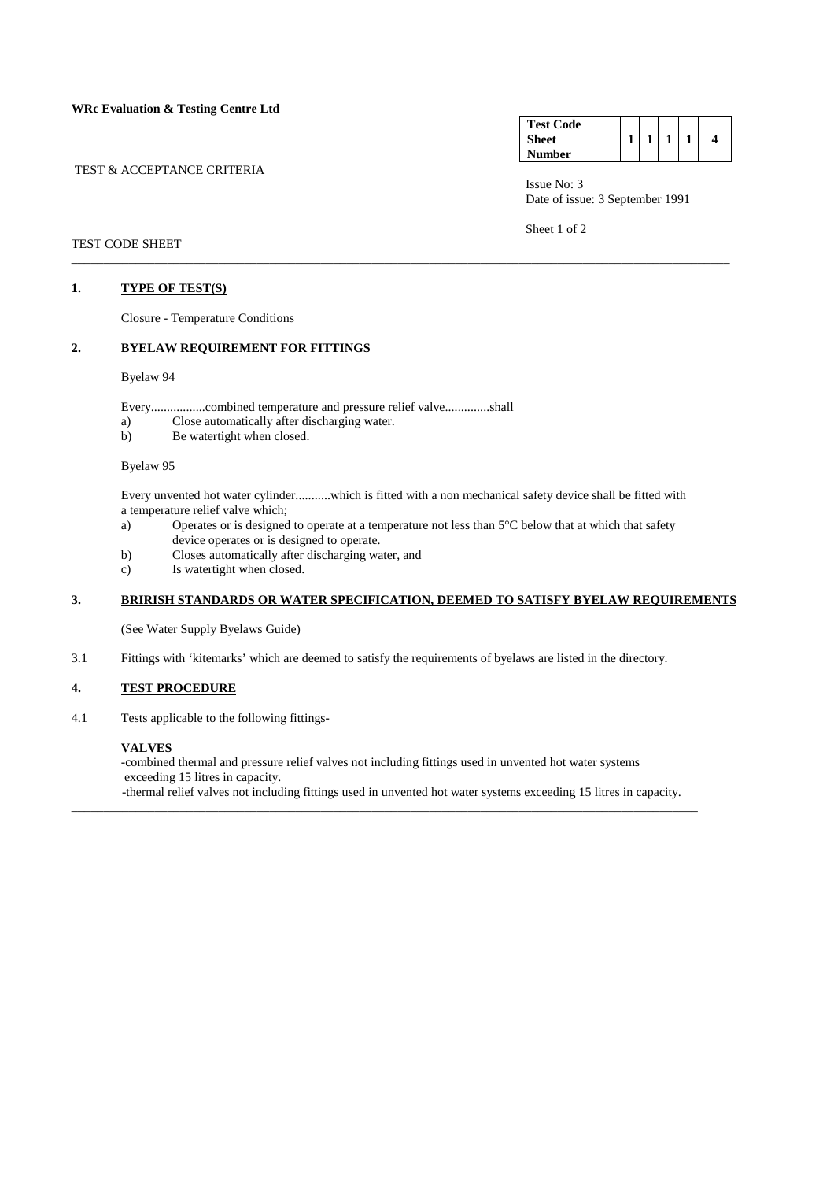**WRc Evaluation & Testing Centre Ltd**

TEST & ACCEPTANCE CRITERIA

| **Test Code Sheet Number** | **1** | **1** | **1** | **1** | **4** |
|---|---|---|---|---|---|

Issue No: 3
Date of issue: 3 September 1991

Sheet 1 of 2

TEST CODE SHEET

---

## 1. TYPE OF TEST(S)

Closure - Temperature Conditions

## 2. BYELAW REQUIREMENT FOR FITTINGS

Byelaw 94

Every.................combined temperature and pressure relief valve..............shall

a) Close automatically after discharging water.
b) Be watertight when closed.

Byelaw 95

Every unvented hot water cylinder...........which is fitted with a non mechanical safety device shall be fitted with a temperature relief valve which;

a) Operates or is designed to operate at a temperature not less than 5°C below that at which that safety device operates or is designed to operate.
b) Closes automatically after discharging water, and
c) Is watertight when closed.

## 3. BRIRISH STANDARDS OR WATER SPECIFICATION, DEEMED TO SATISFY BYELAW REQUIREMENTS

(See Water Supply Byelaws Guide)

3.1 Fittings with 'kitemarks' which are deemed to satisfy the requirements of byelaws are listed in the directory.

## 4. TEST PROCEDURE

4.1 Tests applicable to the following fittings-

**VALVES**

-combined thermal and pressure relief valves not including fittings used in unvented hot water systems exceeding 15 litres in capacity.

-thermal relief valves not including fittings used in unvented hot water systems exceeding 15 litres in capacity.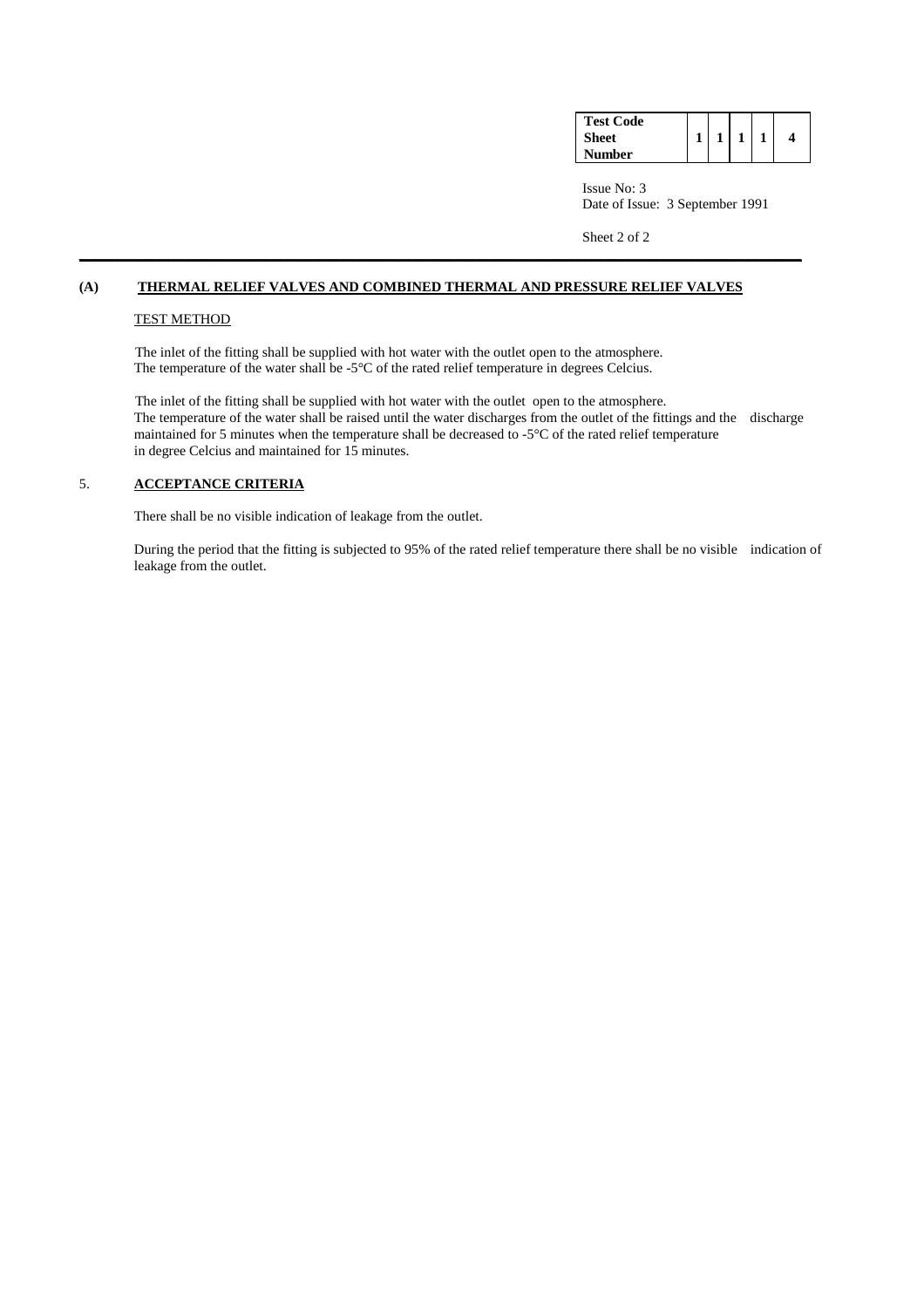| Test Code Sheet Number | 1 | 1 | 1 | 1 | 4 |
|---|---|---|---|---|---|

Issue No: 3
Date of Issue: 3 September 1991

## (A) THERMAL RELIEF VALVES AND COMBINED THERMAL AND PRESSURE RELIEF VALVES

TEST METHOD

The inlet of the fitting shall be supplied with hot water with the outlet open to the atmosphere. The temperature of the water shall be -5°C of the rated relief temperature in degrees Celcius.

The inlet of the fitting shall be supplied with hot water with the outlet open to the atmosphere. The temperature of the water shall be raised until the water discharges from the outlet of the fittings and the discharge maintained for 5 minutes when the temperature shall be decreased to -5°C of the rated relief temperature in degree Celcius and maintained for 15 minutes.

## 5. ACCEPTANCE CRITERIA

There shall be no visible indication of leakage from the outlet.

During the period that the fitting is subjected to 95% of the rated relief temperature there shall be no visible indication of leakage from the outlet.